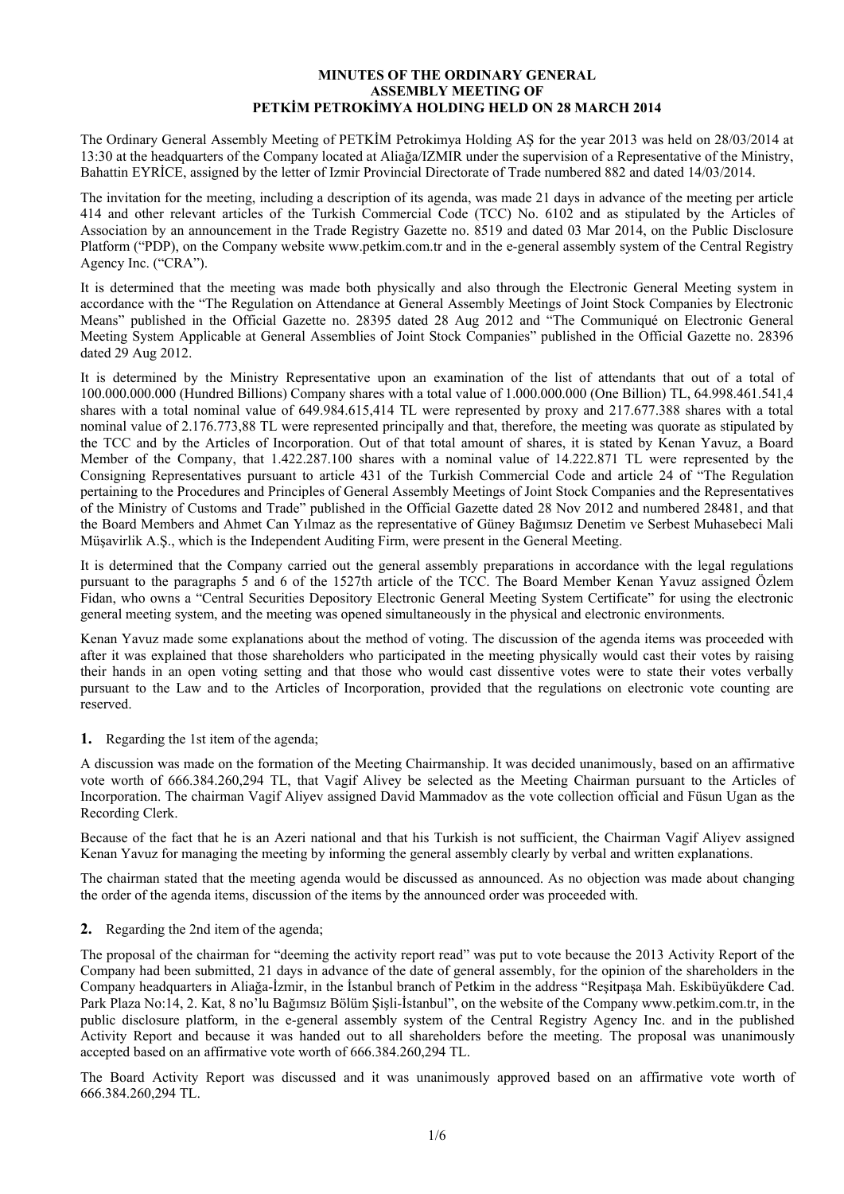# MINUTES OF THE ORDINARY GENERAL ASSEMBLY MEETING OF PETKİM PETROKİMYA HOLDING HELD ON 28 MARCH 2014

The Ordinary General Assembly Meeting of PETKİM Petrokimya Holding AŞ for the year 2013 was held on 28/03/2014 at 13:30 at the headquarters of the Company located at Aliağa/IZMIR under the supervision of a Representative of the Ministry, Bahattin EYRİCE, assigned by the letter of Izmir Provincial Directorate of Trade numbered 882 and dated 14/03/2014.

The invitation for the meeting, including a description of its agenda, was made 21 days in advance of the meeting per article 414 and other relevant articles of the Turkish Commercial Code (TCC) No. 6102 and as stipulated by the Articles of Association by an announcement in the Trade Registry Gazette no. 8519 and dated 03 Mar 2014, on the Public Disclosure Platform ("PDP), on the Company website www.petkim.com.tr and in the e-general assembly system of the Central Registry Agency Inc. ("CRA").

It is determined that the meeting was made both physically and also through the Electronic General Meeting system in accordance with the "The Regulation on Attendance at General Assembly Meetings of Joint Stock Companies by Electronic Means" published in the Official Gazette no. 28395 dated 28 Aug 2012 and "The Communiqué on Electronic General Meeting System Applicable at General Assemblies of Joint Stock Companies" published in the Official Gazette no. 28396 dated 29 Aug 2012.

It is determined by the Ministry Representative upon an examination of the list of attendants that out of a total of 100.000.000.000 (Hundred Billions) Company shares with a total value of 1.000.000.000 (One Billion) TL, 64.998.461.541,4 shares with a total nominal value of 649.984.615,414 TL were represented by proxy and 217.677.388 shares with a total nominal value of 2.176.773,88 TL were represented principally and that, therefore, the meeting was quorate as stipulated by the TCC and by the Articles of Incorporation. Out of that total amount of shares, it is stated by Kenan Yavuz, a Board Member of the Company, that 1.422.287.100 shares with a nominal value of 14.222.871 TL were represented by the Consigning Representatives pursuant to article 431 of the Turkish Commercial Code and article 24 of "The Regulation pertaining to the Procedures and Principles of General Assembly Meetings of Joint Stock Companies and the Representatives of the Ministry of Customs and Trade" published in the Official Gazette dated 28 Nov 2012 and numbered 28481, and that the Board Members and Ahmet Can Yılmaz as the representative of Güney Bağımsız Denetim ve Serbest Muhasebeci Mali Müşavirlik A.Ş., which is the Independent Auditing Firm, were present in the General Meeting.

It is determined that the Company carried out the general assembly preparations in accordance with the legal regulations pursuant to the paragraphs 5 and 6 of the 1527th article of the TCC. The Board Member Kenan Yavuz assigned Özlem Fidan, who owns a "Central Securities Depository Electronic General Meeting System Certificate" for using the electronic general meeting system, and the meeting was opened simultaneously in the physical and electronic environments.

Kenan Yavuz made some explanations about the method of voting. The discussion of the agenda items was proceeded with after it was explained that those shareholders who participated in the meeting physically would cast their votes by raising their hands in an open voting setting and that those who would cast dissentive votes were to state their votes verbally pursuant to the Law and to the Articles of Incorporation, provided that the regulations on electronic vote counting are reserved.

**1.** Regarding the 1st item of the agenda;

A discussion was made on the formation of the Meeting Chairmanship. It was decided unanimously, based on an affirmative vote worth of 666.384.260,294 TL, that Vagif Alivey be selected as the Meeting Chairman pursuant to the Articles of Incorporation. The chairman Vagif Aliyev assigned David Mammadov as the vote collection official and Füsun Ugan as the Recording Clerk.

Because of the fact that he is an Azeri national and that his Turkish is not sufficient, the Chairman Vagif Aliyev assigned Kenan Yavuz for managing the meeting by informing the general assembly clearly by verbal and written explanations.

The chairman stated that the meeting agenda would be discussed as announced. As no objection was made about changing the order of the agenda items, discussion of the items by the announced order was proceeded with.

**2.** Regarding the 2nd item of the agenda;

The proposal of the chairman for "deeming the activity report read" was put to vote because the 2013 Activity Report of the Company had been submitted, 21 days in advance of the date of general assembly, for the opinion of the shareholders in the Company headquarters in Aliağa-İzmir, in the İstanbul branch of Petkim in the address "Reşitpaşa Mah. Eskibüyükdere Cad. Park Plaza No:14, 2. Kat, 8 no'lu Bağımsız Bölüm Şişli-İstanbul", on the website of the Company www.petkim.com.tr, in the public disclosure platform, in the e-general assembly system of the Central Registry Agency Inc. and in the published Activity Report and because it was handed out to all shareholders before the meeting. The proposal was unanimously accepted based on an affirmative vote worth of 666.384.260,294 TL.

The Board Activity Report was discussed and it was unanimously approved based on an affirmative vote worth of 666.384.260,294 TL.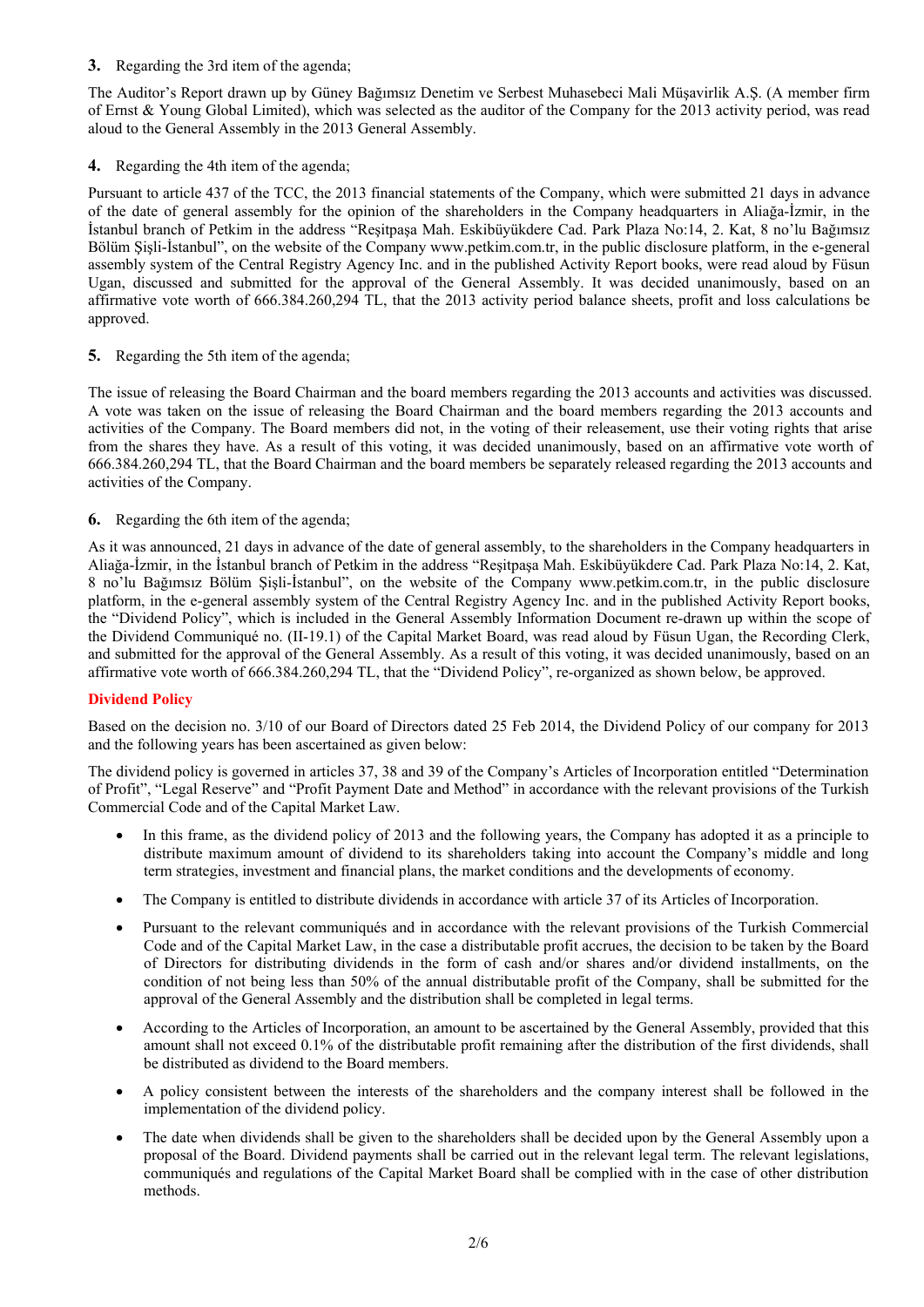**3.** Regarding the 3rd item of the agenda;

The Auditor's Report drawn up by Güney Bağımsız Denetim ve Serbest Muhasebeci Mali Müşavirlik A.Ş. (A member firm of Ernst & Young Global Limited), which was selected as the auditor of the Company for the 2013 activity period, was read aloud to the General Assembly in the 2013 General Assembly.

**4.** Regarding the 4th item of the agenda;

Pursuant to article 437 of the TCC, the 2013 financial statements of the Company, which were submitted 21 days in advance of the date of general assembly for the opinion of the shareholders in the Company headquarters in Aliağa-İzmir, in the İstanbul branch of Petkim in the address "Reşitpaşa Mah. Eskibüyükdere Cad. Park Plaza No:14, 2. Kat, 8 no'lu Bağımsız Bölüm Şişli-İstanbul", on the website of the Company www.petkim.com.tr, in the public disclosure platform, in the e-general assembly system of the Central Registry Agency Inc. and in the published Activity Report books, were read aloud by Füsun Ugan, discussed and submitted for the approval of the General Assembly. It was decided unanimously, based on an affirmative vote worth of 666.384.260,294 TL, that the 2013 activity period balance sheets, profit and loss calculations be approved.

**5.** Regarding the 5th item of the agenda;

The issue of releasing the Board Chairman and the board members regarding the 2013 accounts and activities was discussed. A vote was taken on the issue of releasing the Board Chairman and the board members regarding the 2013 accounts and activities of the Company. The Board members did not, in the voting of their releasement, use their voting rights that arise from the shares they have. As a result of this voting, it was decided unanimously, based on an affirmative vote worth of 666.384.260,294 TL, that the Board Chairman and the board members be separately released regarding the 2013 accounts and activities of the Company.

**6.** Regarding the 6th item of the agenda;

As it was announced, 21 days in advance of the date of general assembly, to the shareholders in the Company headquarters in Aliağa-İzmir, in the İstanbul branch of Petkim in the address "Reşitpaşa Mah. Eskibüyükdere Cad. Park Plaza No:14, 2. Kat, 8 no'lu Bağımsız Bölüm Şişli-İstanbul", on the website of the Company www.petkim.com.tr, in the public disclosure platform, in the e-general assembly system of the Central Registry Agency Inc. and in the published Activity Report books, the "Dividend Policy", which is included in the General Assembly Information Document re-drawn up within the scope of the Dividend Communiqué no. (II-19.1) of the Capital Market Board, was read aloud by Füsun Ugan, the Recording Clerk, and submitted for the approval of the General Assembly. As a result of this voting, it was decided unanimously, based on an affirmative vote worth of 666.384.260,294 TL, that the "Dividend Policy", re-organized as shown below, be approved.

**Dividend Policy**

Based on the decision no. 3/10 of our Board of Directors dated 25 Feb 2014, the Dividend Policy of our company for 2013 and the following years has been ascertained as given below:

The dividend policy is governed in articles 37, 38 and 39 of the Company's Articles of Incorporation entitled "Determination of Profit", "Legal Reserve" and "Profit Payment Date and Method" in accordance with the relevant provisions of the Turkish Commercial Code and of the Capital Market Law.

- In this frame, as the dividend policy of 2013 and the following years, the Company has adopted it as a principle to distribute maximum amount of dividend to its shareholders taking into account the Company's middle and long term strategies, investment and financial plans, the market conditions and the developments of economy.
- The Company is entitled to distribute dividends in accordance with article 37 of its Articles of Incorporation.
- Pursuant to the relevant communiqués and in accordance with the relevant provisions of the Turkish Commercial Code and of the Capital Market Law, in the case a distributable profit accrues, the decision to be taken by the Board of Directors for distributing dividends in the form of cash and/or shares and/or dividend installments, on the condition of not being less than 50% of the annual distributable profit of the Company, shall be submitted for the approval of the General Assembly and the distribution shall be completed in legal terms.
- According to the Articles of Incorporation, an amount to be ascertained by the General Assembly, provided that this amount shall not exceed 0.1% of the distributable profit remaining after the distribution of the first dividends, shall be distributed as dividend to the Board members.
- A policy consistent between the interests of the shareholders and the company interest shall be followed in the implementation of the dividend policy.
- The date when dividends shall be given to the shareholders shall be decided upon by the General Assembly upon a proposal of the Board. Dividend payments shall be carried out in the relevant legal term. The relevant legislations, communiqués and regulations of the Capital Market Board shall be complied with in the case of other distribution methods.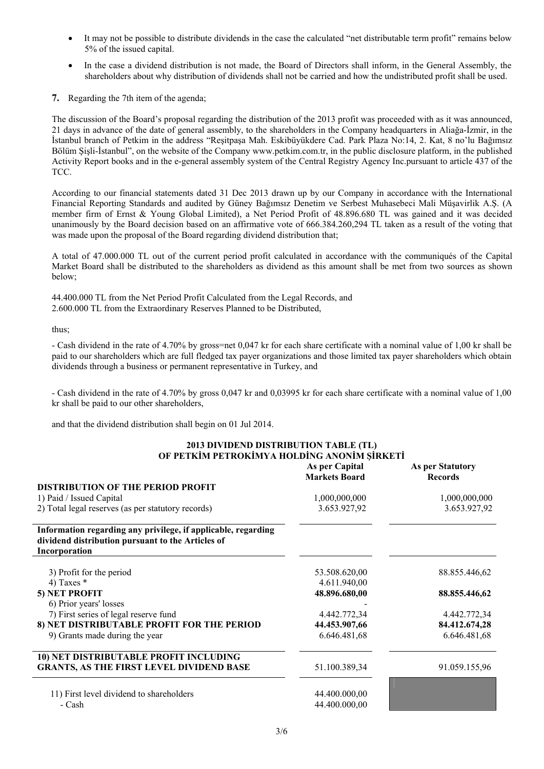- It may not be possible to distribute dividends in the case the calculated "net distributable term profit" remains below 5% of the issued capital.
- In the case a dividend distribution is not made, the Board of Directors shall inform, in the General Assembly, the shareholders about why distribution of dividends shall not be carried and how the undistributed profit shall be used.

**7.** Regarding the 7th item of the agenda;

The discussion of the Board's proposal regarding the distribution of the 2013 profit was proceeded with as it was announced, 21 days in advance of the date of general assembly, to the shareholders in the Company headquarters in Aliağa-İzmir, in the İstanbul branch of Petkim in the address "Reşitpaşa Mah. Eskibüyükdere Cad. Park Plaza No:14, 2. Kat, 8 no'lu Bağımsız Bölüm Şişli-İstanbul", on the website of the Company www.petkim.com.tr, in the public disclosure platform, in the published Activity Report books and in the e-general assembly system of the Central Registry Agency Inc.pursuant to article 437 of the TCC.

According to our financial statements dated 31 Dec 2013 drawn up by our Company in accordance with the International Financial Reporting Standards and audited by Güney Bağımsız Denetim ve Serbest Muhasebeci Mali Müşavirlik A.Ş. (A member firm of Ernst & Young Global Limited), a Net Period Profit of 48.896.680 TL was gained and it was decided unanimously by the Board decision based on an affirmative vote of 666.384.260,294 TL taken as a result of the voting that was made upon the proposal of the Board regarding dividend distribution that;

A total of 47.000.000 TL out of the current period profit calculated in accordance with the communiqués of the Capital Market Board shall be distributed to the shareholders as dividend as this amount shall be met from two sources as shown below;

44.400.000 TL from the Net Period Profit Calculated from the Legal Records, and
2.600.000 TL from the Extraordinary Reserves Planned to be Distributed,

thus;

- Cash dividend in the rate of 4.70% by gross=net 0,047 kr for each share certificate with a nominal value of 1,00 kr shall be paid to our shareholders which are full fledged tax payer organizations and those limited tax payer shareholders which obtain dividends through a business or permanent representative in Turkey, and

- Cash dividend in the rate of 4.70% by gross 0,047 kr and 0,03995 kr for each share certificate with a nominal value of 1,00 kr shall be paid to our other shareholders,

and that the dividend distribution shall begin on 01 Jul 2014.

**2013 DIVIDEND DISTRIBUTION TABLE (TL)**
**OF PETKİM PETROKİMYA HOLDİNG ANONİM ŞİRKETİ**

| | As per Capital Markets Board | As per Statutory Records |
|---|---|---|
| **DISTRIBUTION OF THE PERIOD PROFIT** | | |
| 1) Paid / Issued Capital | 1,000,000,000 | 1,000,000,000 |
| 2) Total legal reserves (as per statutory records) | 3.653.927,92 | 3.653.927,92 |
| **Information regarding any privilege, if applicable, regarding dividend distribution pursuant to the Articles of Incorporation** | | |
| 3) Profit for the period | 53.508.620,00 | 88.855.446,62 |
| 4) Taxes * | 4.611.940,00 | |
| **5) NET PROFIT** | **48.896.680,00** | **88.855.446,62** |
| 6) Prior years' losses | - | |
| 7) First series of legal reserve fund | 4.442.772,34 | 4.442.772,34 |
| **8) NET DISTRIBUTABLE PROFIT FOR THE PERIOD** | **44.453.907,66** | **84.412.674,28** |
| 9) Grants made during the year | 6.646.481,68 | 6.646.481,68 |
| **10) NET DISTRIBUTABLE PROFIT INCLUDING GRANTS, AS THE FIRST LEVEL DIVIDEND BASE** | 51.100.389,34 | 91.059.155,96 |
| 11) First level dividend to shareholders | 44.400.000,00 | |
| - Cash | 44.400.000,00 | |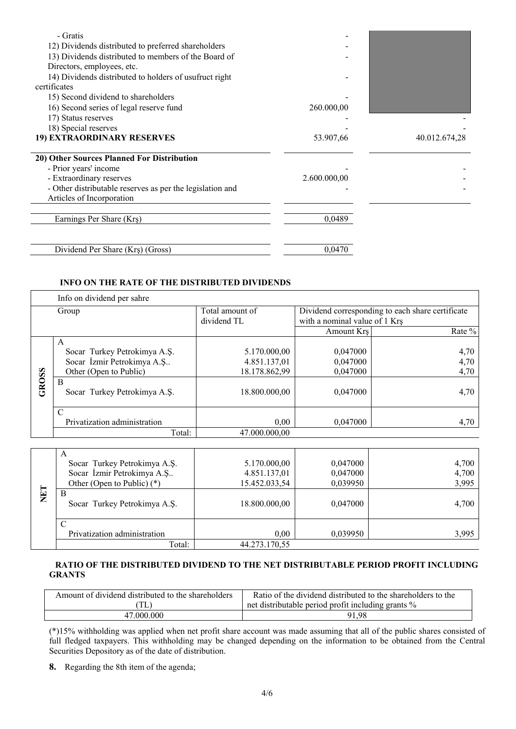| | | |
|---|---|---|
| - Gratis | - | |
| 12) Dividends distributed to preferred shareholders | - | |
| 13) Dividends distributed to members of the Board of Directors, employees, etc. | - | |
| 14) Dividends distributed to holders of usufruct right certificates | - | |
| 15) Second dividend to shareholders | - | |
| 16) Second series of legal reserve fund | 260.000,00 | |
| 17) Status reserves | - | - |
| 18) Special reserves | - | - |
| **19) EXTRAORDINARY RESERVES** | 53.907,66 | 40.012.674,28 |
| **20) Other Sources Planned For Distribution** | | |
| - Prior years' income | - | - |
| - Extraordinary reserves | 2.600.000,00 | - |
| - Other distributable reserves as per the legislation and Articles of Incorporation | - | - |
| Earnings Per Share (Krş) | 0,0489 | |
| Dividend Per Share (Krş) (Gross) | 0,0470 | |

### INFO ON THE RATE OF THE DISTRIBUTED DIVIDENDS

Info on dividend per sahre

| | Group | Total amount of dividend TL | Dividend corresponding to each share certificate with a nominal value of 1 Krş | |
|---|---|---|---|---|
| | | | Amount Krş | Rate % |
| **GROSS** | A | | | |
| | Socar Turkey Petrokimya A.Ş. | 5.170.000,00 | 0,047000 | 4,70 |
| | Socar İzmir Petrokimya A.Ş.. | 4.851.137,01 | 0,047000 | 4,70 |
| | Other (Open to Public) | 18.178.862,99 | 0,047000 | 4,70 |
| | B | | | |
| | Socar Turkey Petrokimya A.Ş. | 18.800.000,00 | 0,047000 | 4,70 |
| | C | | | |
| | Privatization administration | 0,00 | 0,047000 | 4,70 |
| | Total: | 47.000.000,00 | | |

| | Group | Total amount of dividend TL | Amount Krş | Rate % |
|---|---|---|---|---|
| **NET** | A | | | |
| | Socar Turkey Petrokimya A.Ş. | 5.170.000,00 | 0,047000 | 4,700 |
| | Socar İzmir Petrokimya A.Ş.. | 4.851.137,01 | 0,047000 | 4,700 |
| | Other (Open to Public) (*) | 15.452.033,54 | 0,039950 | 3,995 |
| | B | | | |
| | Socar Turkey Petrokimya A.Ş. | 18.800.000,00 | 0,047000 | 4,700 |
| | C | | | |
| | Privatization administration | 0,00 | 0,039950 | 3,995 |
| | Total: | 44.273.170,55 | | |

### RATIO OF THE DISTRIBUTED DIVIDEND TO THE NET DISTRIBUTABLE PERIOD PROFIT INCLUDING GRANTS

| Amount of dividend distributed to the shareholders (TL) | Ratio of the dividend distributed to the shareholders to the net distributable period profit including grants % |
|---|---|
| 47.000.000 | 91,98 |

(*)15% withholding was applied when net profit share account was made assuming that all of the public shares consisted of full fledged taxpayers. This withholding may be changed depending on the information to be obtained from the Central Securities Depository as of the date of distribution.

**8.** Regarding the 8th item of the agenda;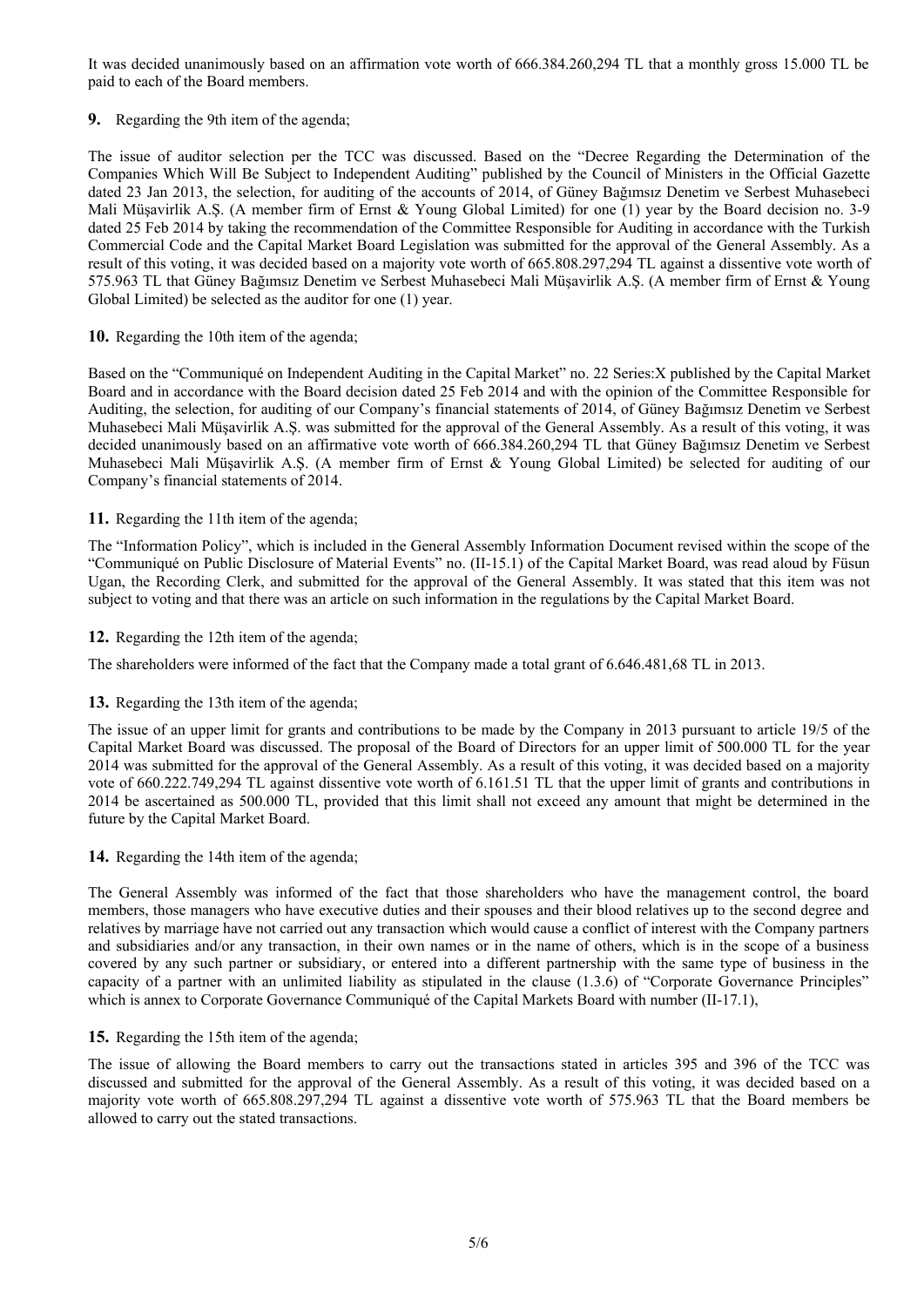It was decided unanimously based on an affirmation vote worth of 666.384.260,294 TL that a monthly gross 15.000 TL be paid to each of the Board members.

**9.** Regarding the 9th item of the agenda;

The issue of auditor selection per the TCC was discussed. Based on the "Decree Regarding the Determination of the Companies Which Will Be Subject to Independent Auditing" published by the Council of Ministers in the Official Gazette dated 23 Jan 2013, the selection, for auditing of the accounts of 2014, of Güney Bağımsız Denetim ve Serbest Muhasebeci Mali Müşavirlik A.Ş. (A member firm of Ernst & Young Global Limited) for one (1) year by the Board decision no. 3-9 dated 25 Feb 2014 by taking the recommendation of the Committee Responsible for Auditing in accordance with the Turkish Commercial Code and the Capital Market Board Legislation was submitted for the approval of the General Assembly. As a result of this voting, it was decided based on a majority vote worth of 665.808.297,294 TL against a dissentive vote worth of 575.963 TL that Güney Bağımsız Denetim ve Serbest Muhasebeci Mali Müşavirlik A.Ş. (A member firm of Ernst & Young Global Limited) be selected as the auditor for one (1) year.

**10.** Regarding the 10th item of the agenda;

Based on the "Communiqué on Independent Auditing in the Capital Market" no. 22 Series:X published by the Capital Market Board and in accordance with the Board decision dated 25 Feb 2014 and with the opinion of the Committee Responsible for Auditing, the selection, for auditing of our Company's financial statements of 2014, of Güney Bağımsız Denetim ve Serbest Muhasebeci Mali Müşavirlik A.Ş. was submitted for the approval of the General Assembly. As a result of this voting, it was decided unanimously based on an affirmative vote worth of 666.384.260,294 TL that Güney Bağımsız Denetim ve Serbest Muhasebeci Mali Müşavirlik A.Ş. (A member firm of Ernst & Young Global Limited) be selected for auditing of our Company's financial statements of 2014.

**11.** Regarding the 11th item of the agenda;

The "Information Policy", which is included in the General Assembly Information Document revised within the scope of the "Communiqué on Public Disclosure of Material Events" no. (II-15.1) of the Capital Market Board, was read aloud by Füsun Ugan, the Recording Clerk, and submitted for the approval of the General Assembly. It was stated that this item was not subject to voting and that there was an article on such information in the regulations by the Capital Market Board.

**12.** Regarding the 12th item of the agenda;

The shareholders were informed of the fact that the Company made a total grant of 6.646.481,68 TL in 2013.

**13.** Regarding the 13th item of the agenda;

The issue of an upper limit for grants and contributions to be made by the Company in 2013 pursuant to article 19/5 of the Capital Market Board was discussed. The proposal of the Board of Directors for an upper limit of 500.000 TL for the year 2014 was submitted for the approval of the General Assembly. As a result of this voting, it was decided based on a majority vote of 660.222.749,294 TL against dissentive vote worth of 6.161.51 TL that the upper limit of grants and contributions in 2014 be ascertained as 500.000 TL, provided that this limit shall not exceed any amount that might be determined in the future by the Capital Market Board.

**14.** Regarding the 14th item of the agenda;

The General Assembly was informed of the fact that those shareholders who have the management control, the board members, those managers who have executive duties and their spouses and their blood relatives up to the second degree and relatives by marriage have not carried out any transaction which would cause a conflict of interest with the Company partners and subsidiaries and/or any transaction, in their own names or in the name of others, which is in the scope of a business covered by any such partner or subsidiary, or entered into a different partnership with the same type of business in the capacity of a partner with an unlimited liability as stipulated in the clause (1.3.6) of "Corporate Governance Principles" which is annex to Corporate Governance Communiqué of the Capital Markets Board with number (II-17.1),

**15.** Regarding the 15th item of the agenda;

The issue of allowing the Board members to carry out the transactions stated in articles 395 and 396 of the TCC was discussed and submitted for the approval of the General Assembly. As a result of this voting, it was decided based on a majority vote worth of 665.808.297,294 TL against a dissentive vote worth of 575.963 TL that the Board members be allowed to carry out the stated transactions.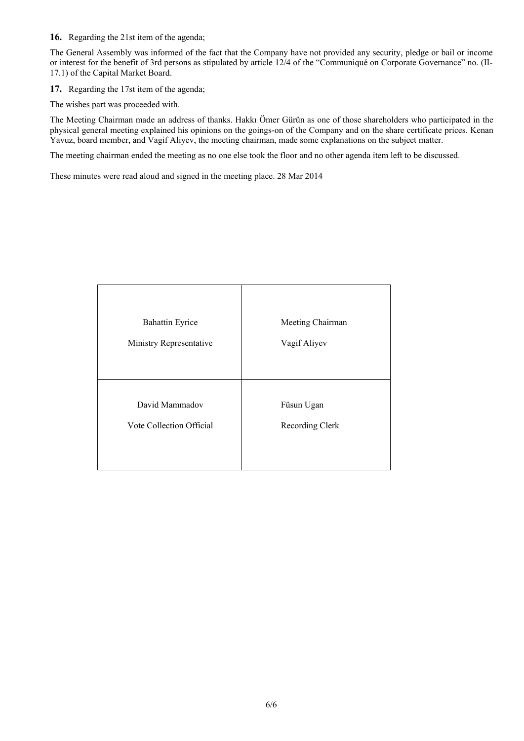**16.** Regarding the 21st item of the agenda;

The General Assembly was informed of the fact that the Company have not provided any security, pledge or bail or income or interest for the benefit of 3rd persons as stipulated by article 12/4 of the "Communiqué on Corporate Governance" no. (II-17.1) of the Capital Market Board.

**17.** Regarding the 17st item of the agenda;

The wishes part was proceeded with.

The Meeting Chairman made an address of thanks. Hakkı Ömer Gürün as one of those shareholders who participated in the physical general meeting explained his opinions on the goings-on of the Company and on the share certificate prices. Kenan Yavuz, board member, and Vagif Aliyev, the meeting chairman, made some explanations on the subject matter.

The meeting chairman ended the meeting as no one else took the floor and no other agenda item left to be discussed.

These minutes were read aloud and signed in the meeting place. 28 Mar 2014

| | |
|---|---|
| Bahattin Eyrice<br>Ministry Representative | Meeting Chairman<br>Vagif Aliyev |
| David Mammadov<br>Vote Collection Official | Füsun Ugan<br>Recording Clerk |